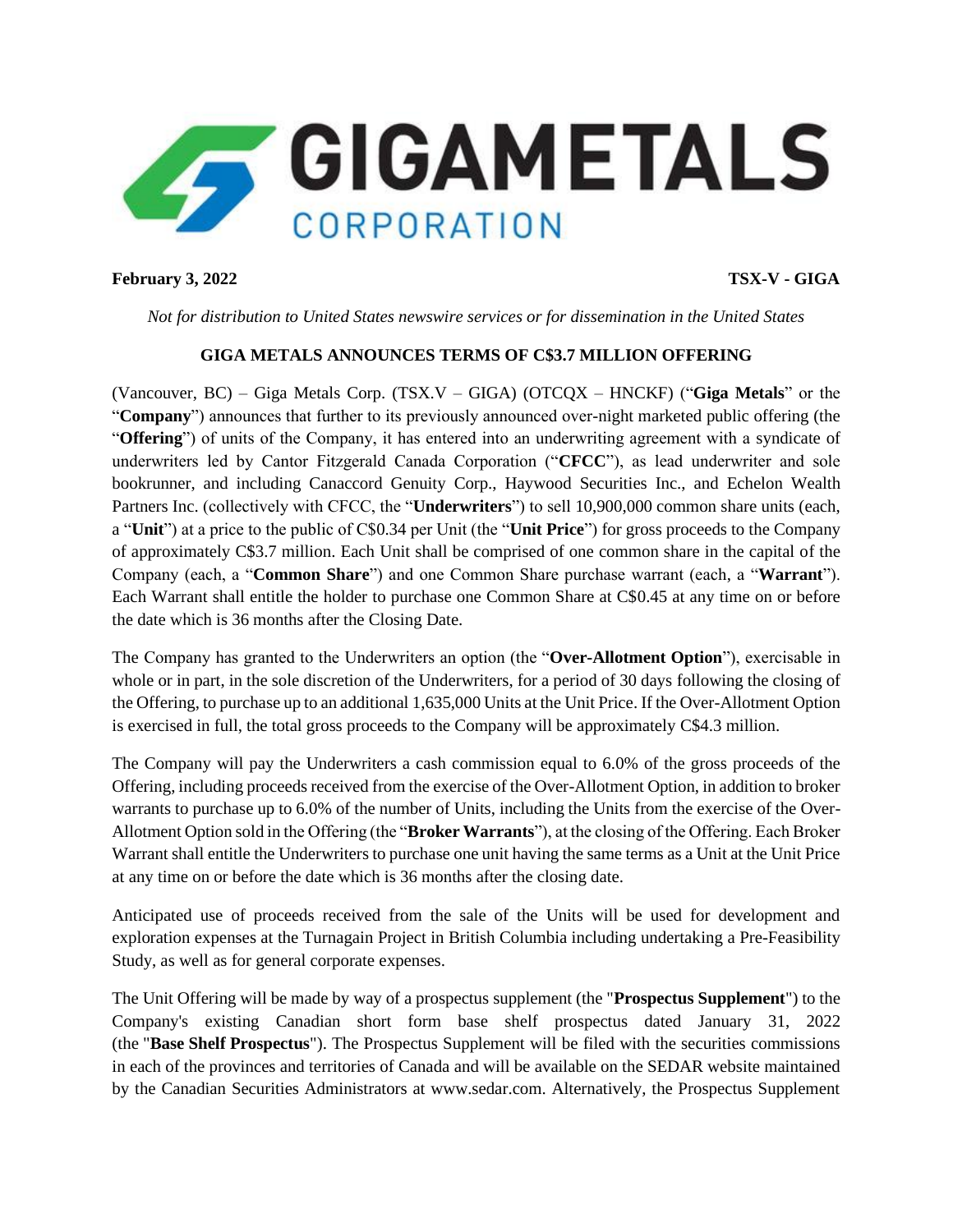**February 3, 2022** **TSX-V - GIGA**

*Not for distribution to United States newswire services or for dissemination in the United States*

## GIGA METALS ANNOUNCES TERMS OF C$3.7 MILLION OFFERING

(Vancouver, BC) – Giga Metals Corp. (TSX.V – GIGA) (OTCQX – HNCKF) ("**Giga Metals**" or the "**Company**") announces that further to its previously announced over-night marketed public offering (the "**Offering**") of units of the Company, it has entered into an underwriting agreement with a syndicate of underwriters led by Cantor Fitzgerald Canada Corporation ("**CFCC**"), as lead underwriter and sole bookrunner, and including Canaccord Genuity Corp., Haywood Securities Inc., and Echelon Wealth Partners Inc. (collectively with CFCC, the "**Underwriters**") to sell 10,900,000 common share units (each, a "**Unit**") at a price to the public of C$0.34 per Unit (the "**Unit Price**") for gross proceeds to the Company of approximately C$3.7 million. Each Unit shall be comprised of one common share in the capital of the Company (each, a "**Common Share**") and one Common Share purchase warrant (each, a "**Warrant**"). Each Warrant shall entitle the holder to purchase one Common Share at C$0.45 at any time on or before the date which is 36 months after the Closing Date.

The Company has granted to the Underwriters an option (the "**Over-Allotment Option**"), exercisable in whole or in part, in the sole discretion of the Underwriters, for a period of 30 days following the closing of the Offering, to purchase up to an additional 1,635,000 Units at the Unit Price. If the Over-Allotment Option is exercised in full, the total gross proceeds to the Company will be approximately C$4.3 million.

The Company will pay the Underwriters a cash commission equal to 6.0% of the gross proceeds of the Offering, including proceeds received from the exercise of the Over-Allotment Option, in addition to broker warrants to purchase up to 6.0% of the number of Units, including the Units from the exercise of the Over-Allotment Option sold in the Offering (the "**Broker Warrants**"), at the closing of the Offering. Each Broker Warrant shall entitle the Underwriters to purchase one unit having the same terms as a Unit at the Unit Price at any time on or before the date which is 36 months after the closing date.

Anticipated use of proceeds received from the sale of the Units will be used for development and exploration expenses at the Turnagain Project in British Columbia including undertaking a Pre-Feasibility Study, as well as for general corporate expenses.

The Unit Offering will be made by way of a prospectus supplement (the "**Prospectus Supplement**") to the Company's existing Canadian short form base shelf prospectus dated January 31, 2022 (the "**Base Shelf Prospectus**"). The Prospectus Supplement will be filed with the securities commissions in each of the provinces and territories of Canada and will be available on the SEDAR website maintained by the Canadian Securities Administrators at www.sedar.com. Alternatively, the Prospectus Supplement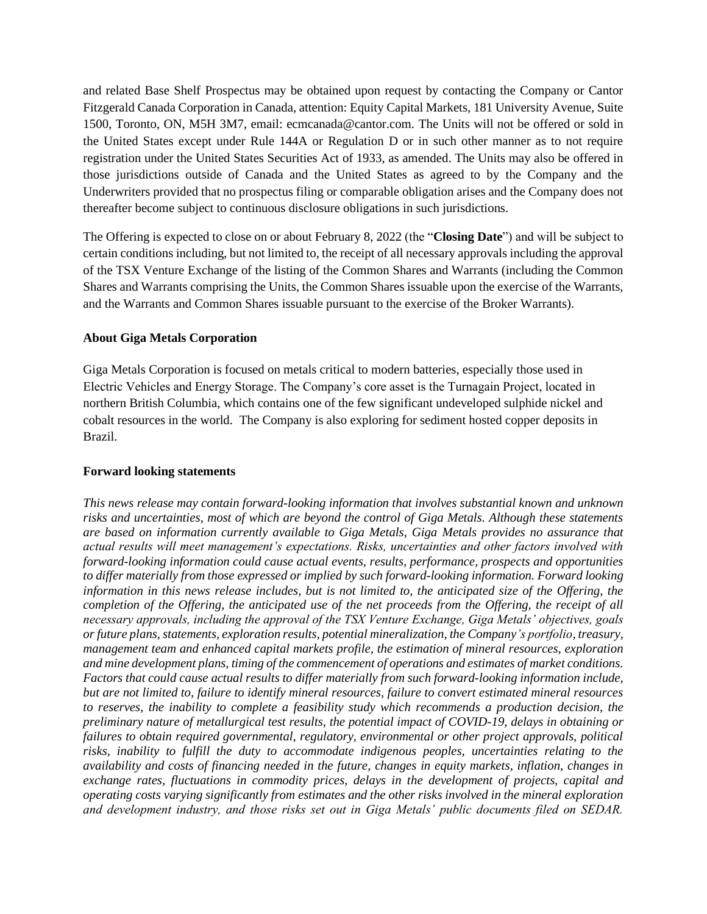and related Base Shelf Prospectus may be obtained upon request by contacting the Company or Cantor Fitzgerald Canada Corporation in Canada, attention: Equity Capital Markets, 181 University Avenue, Suite 1500, Toronto, ON, M5H 3M7, email: ecmcanada@cantor.com. The Units will not be offered or sold in the United States except under Rule 144A or Regulation D or in such other manner as to not require registration under the United States Securities Act of 1933, as amended. The Units may also be offered in those jurisdictions outside of Canada and the United States as agreed to by the Company and the Underwriters provided that no prospectus filing or comparable obligation arises and the Company does not thereafter become subject to continuous disclosure obligations in such jurisdictions.

The Offering is expected to close on or about February 8, 2022 (the "**Closing Date**") and will be subject to certain conditions including, but not limited to, the receipt of all necessary approvals including the approval of the TSX Venture Exchange of the listing of the Common Shares and Warrants (including the Common Shares and Warrants comprising the Units, the Common Shares issuable upon the exercise of the Warrants, and the Warrants and Common Shares issuable pursuant to the exercise of the Broker Warrants).

**About Giga Metals Corporation**

Giga Metals Corporation is focused on metals critical to modern batteries, especially those used in Electric Vehicles and Energy Storage. The Company's core asset is the Turnagain Project, located in northern British Columbia, which contains one of the few significant undeveloped sulphide nickel and cobalt resources in the world. The Company is also exploring for sediment hosted copper deposits in Brazil.

**Forward looking statements**

*This news release may contain forward-looking information that involves substantial known and unknown risks and uncertainties, most of which are beyond the control of Giga Metals. Although these statements are based on information currently available to Giga Metals, Giga Metals provides no assurance that actual results will meet management's expectations. Risks, uncertainties and other factors involved with forward-looking information could cause actual events, results, performance, prospects and opportunities to differ materially from those expressed or implied by such forward-looking information. Forward looking information in this news release includes, but is not limited to, the anticipated size of the Offering, the completion of the Offering, the anticipated use of the net proceeds from the Offering, the receipt of all necessary approvals, including the approval of the TSX Venture Exchange, Giga Metals' objectives, goals or future plans, statements, exploration results, potential mineralization, the Company's portfolio, treasury, management team and enhanced capital markets profile, the estimation of mineral resources, exploration and mine development plans, timing of the commencement of operations and estimates of market conditions. Factors that could cause actual results to differ materially from such forward-looking information include, but are not limited to, failure to identify mineral resources, failure to convert estimated mineral resources to reserves, the inability to complete a feasibility study which recommends a production decision, the preliminary nature of metallurgical test results, the potential impact of COVID-19, delays in obtaining or failures to obtain required governmental, regulatory, environmental or other project approvals, political risks, inability to fulfill the duty to accommodate indigenous peoples, uncertainties relating to the availability and costs of financing needed in the future, changes in equity markets, inflation, changes in exchange rates, fluctuations in commodity prices, delays in the development of projects, capital and operating costs varying significantly from estimates and the other risks involved in the mineral exploration and development industry, and those risks set out in Giga Metals' public documents filed on SEDAR.*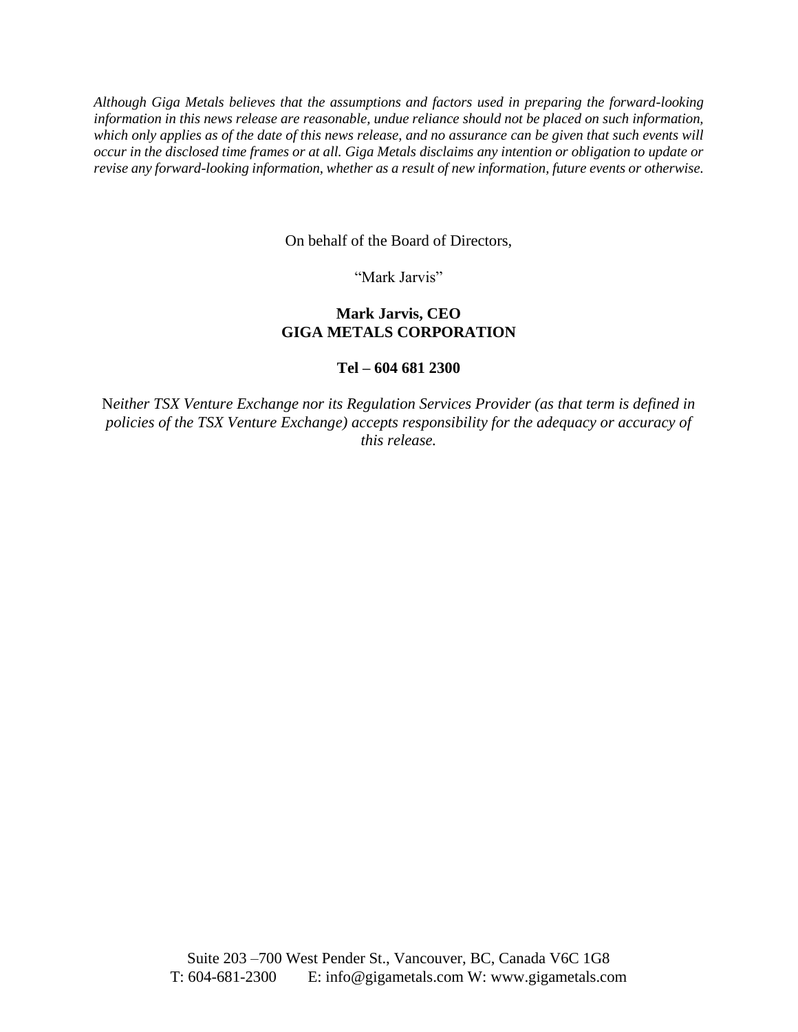*Although Giga Metals believes that the assumptions and factors used in preparing the forward-looking information in this news release are reasonable, undue reliance should not be placed on such information, which only applies as of the date of this news release, and no assurance can be given that such events will occur in the disclosed time frames or at all. Giga Metals disclaims any intention or obligation to update or revise any forward-looking information, whether as a result of new information, future events or otherwise.*

On behalf of the Board of Directors,

"Mark Jarvis"

**Mark Jarvis, CEO**
**GIGA METALS CORPORATION**

**Tel – 604 681 2300**

N*either TSX Venture Exchange nor its Regulation Services Provider (as that term is defined in policies of the TSX Venture Exchange) accepts responsibility for the adequacy or accuracy of this release.*

Suite 203 –700 West Pender St., Vancouver, BC, Canada V6C 1G8
T: 604-681-2300 E: info@gigametals.com W: www.gigametals.com